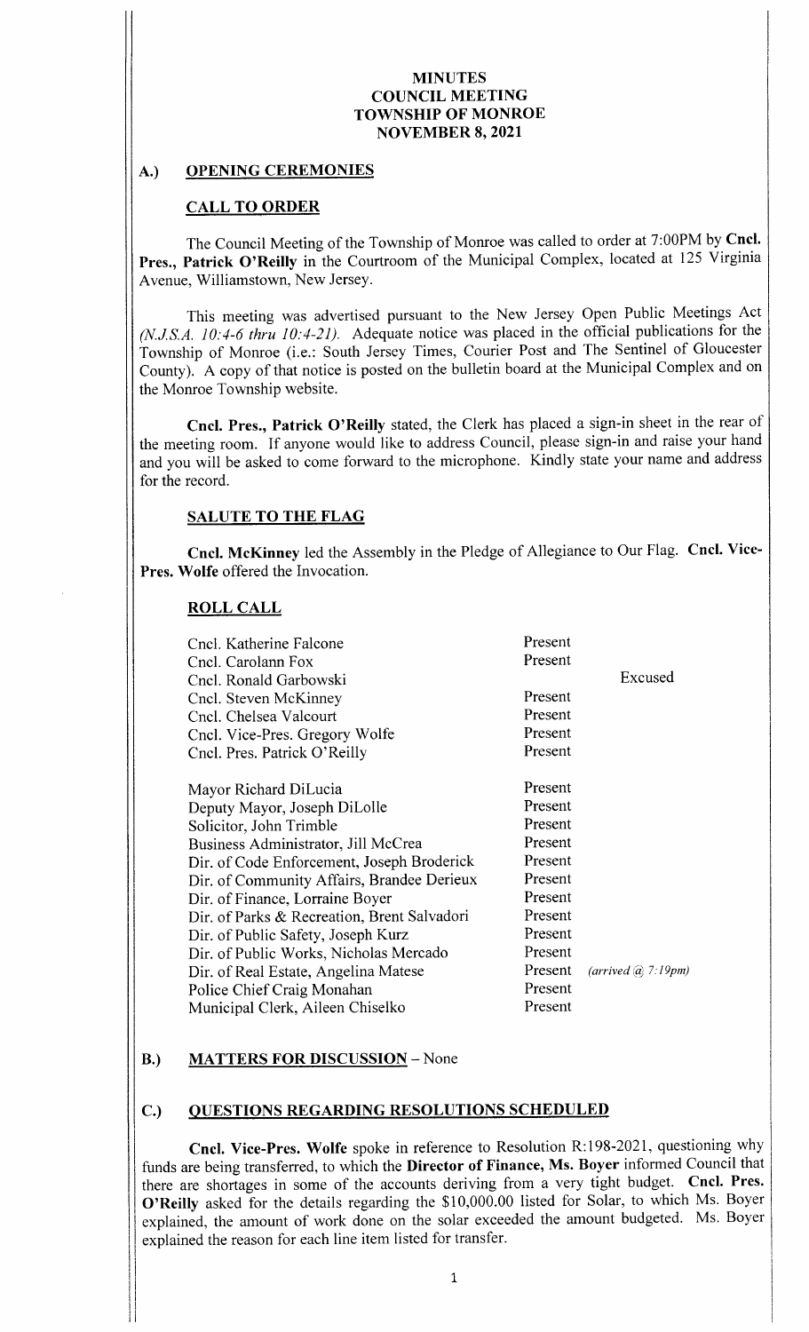# MINUTES
# COUNCIL MEETING
# TOWNSHIP OF MONROE
# NOVEMBER 8, 2021

## A.) OPENING CEREMONIES

### CALL TO ORDER

The Council Meeting of the Township of Monroe was called to order at 7:00PM by **Cncl. Pres., Patrick O'Reilly** in the Courtroom of the Municipal Complex, located at 125 Virginia Avenue, Williamstown, New Jersey.

This meeting was advertised pursuant to the New Jersey Open Public Meetings Act *(N.J.S.A. 10:4-6 thru 10:4-21).* Adequate notice was placed in the official publications for the Township of Monroe (i.e.: South Jersey Times, Courier Post and The Sentinel of Gloucester County). A copy of that notice is posted on the bulletin board at the Municipal Complex and on the Monroe Township website.

**Cncl. Pres., Patrick O'Reilly** stated, the Clerk has placed a sign-in sheet in the rear of the meeting room. If anyone would like to address Council, please sign-in and raise your hand and you will be asked to come forward to the microphone. Kindly state your name and address for the record.

### SALUTE TO THE FLAG

**Cncl. McKinney** led the Assembly in the Pledge of Allegiance to Our Flag. **Cncl. Vice-Pres. Wolfe** offered the Invocation.

### ROLL CALL

| | | |
|---|---|---|
| Cncl. Katherine Falcone | Present | |
| Cncl. Carolann Fox | Present | |
| Cncl. Ronald Garbowski | | Excused |
| Cncl. Steven McKinney | Present | |
| Cncl. Chelsea Valcourt | Present | |
| Cncl. Vice-Pres. Gregory Wolfe | Present | |
| Cncl. Pres. Patrick O'Reilly | Present | |
| | | |
| Mayor Richard DiLucia | Present | |
| Deputy Mayor, Joseph DiLolle | Present | |
| Solicitor, John Trimble | Present | |
| Business Administrator, Jill McCrea | Present | |
| Dir. of Code Enforcement, Joseph Broderick | Present | |
| Dir. of Community Affairs, Brandee Derieux | Present | |
| Dir. of Finance, Lorraine Boyer | Present | |
| Dir. of Parks & Recreation, Brent Salvadori | Present | |
| Dir. of Public Safety, Joseph Kurz | Present | |
| Dir. of Public Works, Nicholas Mercado | Present | |
| Dir. of Real Estate, Angelina Matese | Present | *(arrived @ 7:19pm)* |
| Police Chief Craig Monahan | Present | |
| Municipal Clerk, Aileen Chiselko | Present | |

## B.) MATTERS FOR DISCUSSION – None

## C.) QUESTIONS REGARDING RESOLUTIONS SCHEDULED

**Cncl. Vice-Pres. Wolfe** spoke in reference to Resolution R:198-2021, questioning why funds are being transferred, to which the **Director of Finance, Ms. Boyer** informed Council that there are shortages in some of the accounts deriving from a very tight budget. **Cncl. Pres. O'Reilly** asked for the details regarding the $10,000.00 listed for Solar, to which Ms. Boyer explained, the amount of work done on the solar exceeded the amount budgeted. Ms. Boyer explained the reason for each line item listed for transfer.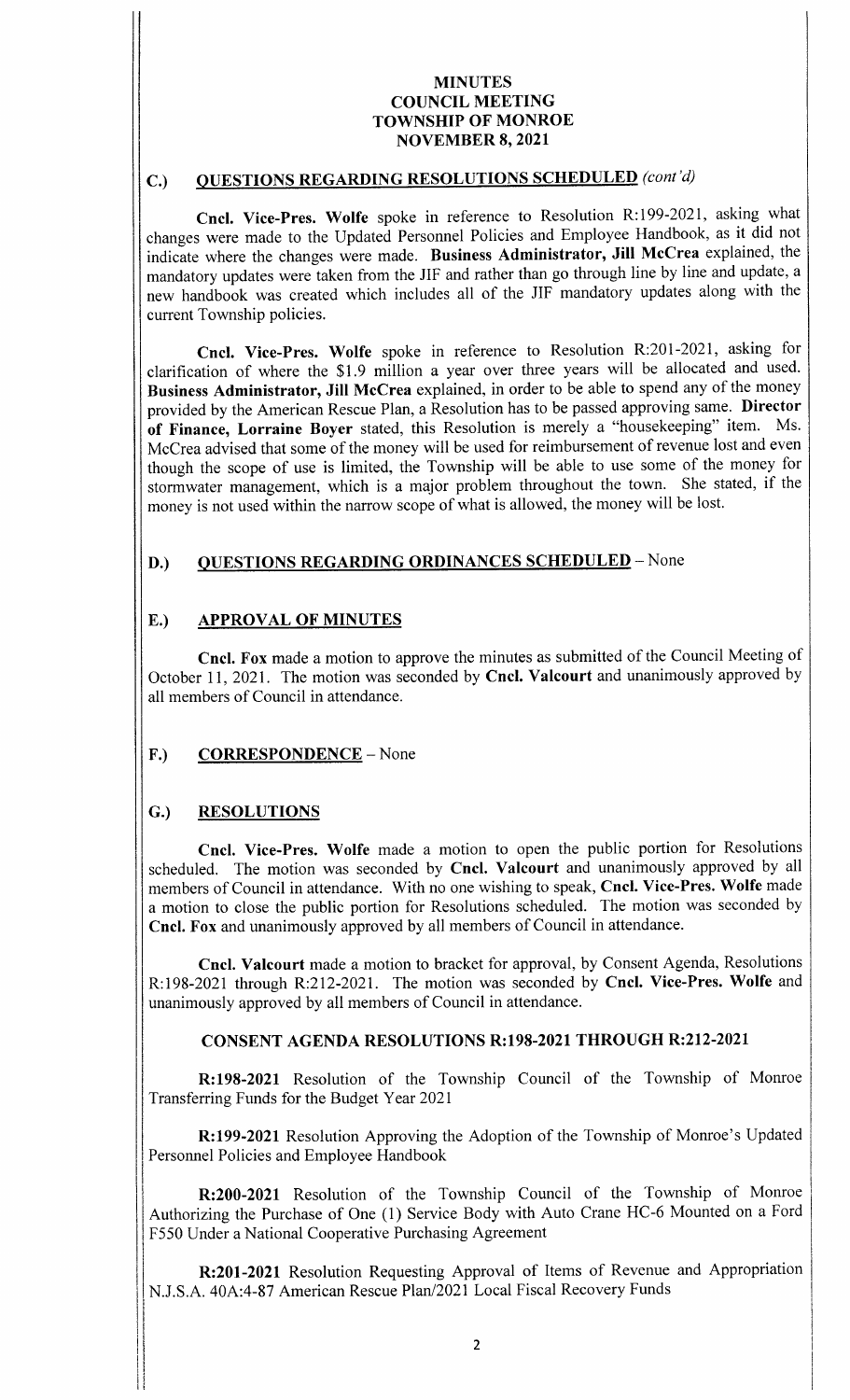**MINUTES**
**COUNCIL MEETING**
**TOWNSHIP OF MONROE**
**NOVEMBER 8, 2021**

## C.) QUESTIONS REGARDING RESOLUTIONS SCHEDULED *(cont'd)*

**Cncl. Vice-Pres. Wolfe** spoke in reference to Resolution R:199-2021, asking what changes were made to the Updated Personnel Policies and Employee Handbook, as it did not indicate where the changes were made. **Business Administrator, Jill McCrea** explained, the mandatory updates were taken from the JIF and rather than go through line by line and update, a new handbook was created which includes all of the JIF mandatory updates along with the current Township policies.

**Cncl. Vice-Pres. Wolfe** spoke in reference to Resolution R:201-2021, asking for clarification of where the $1.9 million a year over three years will be allocated and used. **Business Administrator, Jill McCrea** explained, in order to be able to spend any of the money provided by the American Rescue Plan, a Resolution has to be passed approving same. **Director of Finance, Lorraine Boyer** stated, this Resolution is merely a "housekeeping" item. Ms. McCrea advised that some of the money will be used for reimbursement of revenue lost and even though the scope of use is limited, the Township will be able to use some of the money for stormwater management, which is a major problem throughout the town. She stated, if the money is not used within the narrow scope of what is allowed, the money will be lost.

## D.) QUESTIONS REGARDING ORDINANCES SCHEDULED – None

## E.) APPROVAL OF MINUTES

**Cncl. Fox** made a motion to approve the minutes as submitted of the Council Meeting of October 11, 2021. The motion was seconded by **Cncl. Valcourt** and unanimously approved by all members of Council in attendance.

## F.) CORRESPONDENCE – None

## G.) RESOLUTIONS

**Cncl. Vice-Pres. Wolfe** made a motion to open the public portion for Resolutions scheduled. The motion was seconded by **Cncl. Valcourt** and unanimously approved by all members of Council in attendance. With no one wishing to speak, **Cncl. Vice-Pres. Wolfe** made a motion to close the public portion for Resolutions scheduled. The motion was seconded by **Cncl. Fox** and unanimously approved by all members of Council in attendance.

**Cncl. Valcourt** made a motion to bracket for approval, by Consent Agenda, Resolutions R:198-2021 through R:212-2021. The motion was seconded by **Cncl. Vice-Pres. Wolfe** and unanimously approved by all members of Council in attendance.

### CONSENT AGENDA RESOLUTIONS R:198-2021 THROUGH R:212-2021

**R:198-2021** Resolution of the Township Council of the Township of Monroe Transferring Funds for the Budget Year 2021

**R:199-2021** Resolution Approving the Adoption of the Township of Monroe's Updated Personnel Policies and Employee Handbook

**R:200-2021** Resolution of the Township Council of the Township of Monroe Authorizing the Purchase of One (1) Service Body with Auto Crane HC-6 Mounted on a Ford F550 Under a National Cooperative Purchasing Agreement

**R:201-2021** Resolution Requesting Approval of Items of Revenue and Appropriation N.J.S.A. 40A:4-87 American Rescue Plan/2021 Local Fiscal Recovery Funds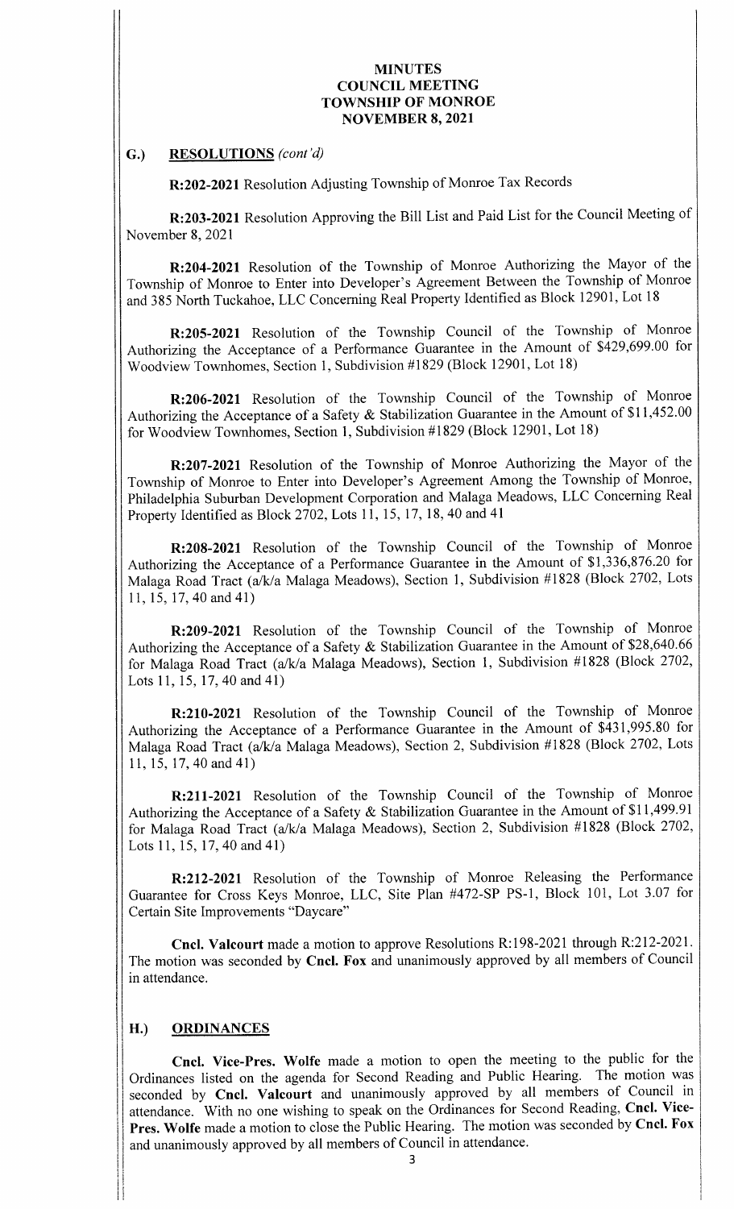# MINUTES
# COUNCIL MEETING
# TOWNSHIP OF MONROE
# NOVEMBER 8, 2021

## G.) RESOLUTIONS *(cont'd)*

**R:202-2021** Resolution Adjusting Township of Monroe Tax Records

**R:203-2021** Resolution Approving the Bill List and Paid List for the Council Meeting of November 8, 2021

**R:204-2021** Resolution of the Township of Monroe Authorizing the Mayor of the Township of Monroe to Enter into Developer's Agreement Between the Township of Monroe and 385 North Tuckahoe, LLC Concerning Real Property Identified as Block 12901, Lot 18

**R:205-2021** Resolution of the Township Council of the Township of Monroe Authorizing the Acceptance of a Performance Guarantee in the Amount of $429,699.00 for Woodview Townhomes, Section 1, Subdivision #1829 (Block 12901, Lot 18)

**R:206-2021** Resolution of the Township Council of the Township of Monroe Authorizing the Acceptance of a Safety & Stabilization Guarantee in the Amount of $11,452.00 for Woodview Townhomes, Section 1, Subdivision #1829 (Block 12901, Lot 18)

**R:207-2021** Resolution of the Township of Monroe Authorizing the Mayor of the Township of Monroe to Enter into Developer's Agreement Among the Township of Monroe, Philadelphia Suburban Development Corporation and Malaga Meadows, LLC Concerning Real Property Identified as Block 2702, Lots 11, 15, 17, 18, 40 and 41

**R:208-2021** Resolution of the Township Council of the Township of Monroe Authorizing the Acceptance of a Performance Guarantee in the Amount of $1,336,876.20 for Malaga Road Tract (a/k/a Malaga Meadows), Section 1, Subdivision #1828 (Block 2702, Lots 11, 15, 17, 40 and 41)

**R:209-2021** Resolution of the Township Council of the Township of Monroe Authorizing the Acceptance of a Safety & Stabilization Guarantee in the Amount of $28,640.66 for Malaga Road Tract (a/k/a Malaga Meadows), Section 1, Subdivision #1828 (Block 2702, Lots 11, 15, 17, 40 and 41)

**R:210-2021** Resolution of the Township Council of the Township of Monroe Authorizing the Acceptance of a Performance Guarantee in the Amount of $431,995.80 for Malaga Road Tract (a/k/a Malaga Meadows), Section 2, Subdivision #1828 (Block 2702, Lots 11, 15, 17, 40 and 41)

**R:211-2021** Resolution of the Township Council of the Township of Monroe Authorizing the Acceptance of a Safety & Stabilization Guarantee in the Amount of $11,499.91 for Malaga Road Tract (a/k/a Malaga Meadows), Section 2, Subdivision #1828 (Block 2702, Lots 11, 15, 17, 40 and 41)

**R:212-2021** Resolution of the Township of Monroe Releasing the Performance Guarantee for Cross Keys Monroe, LLC, Site Plan #472-SP PS-1, Block 101, Lot 3.07 for Certain Site Improvements "Daycare"

**Cncl. Valcourt** made a motion to approve Resolutions R:198-2021 through R:212-2021. The motion was seconded by **Cncl. Fox** and unanimously approved by all members of Council in attendance.

## H.) ORDINANCES

**Cncl. Vice-Pres. Wolfe** made a motion to open the meeting to the public for the Ordinances listed on the agenda for Second Reading and Public Hearing. The motion was seconded by **Cncl. Valcourt** and unanimously approved by all members of Council in attendance. With no one wishing to speak on the Ordinances for Second Reading, **Cncl. Vice-Pres. Wolfe** made a motion to close the Public Hearing. The motion was seconded by **Cncl. Fox** and unanimously approved by all members of Council in attendance.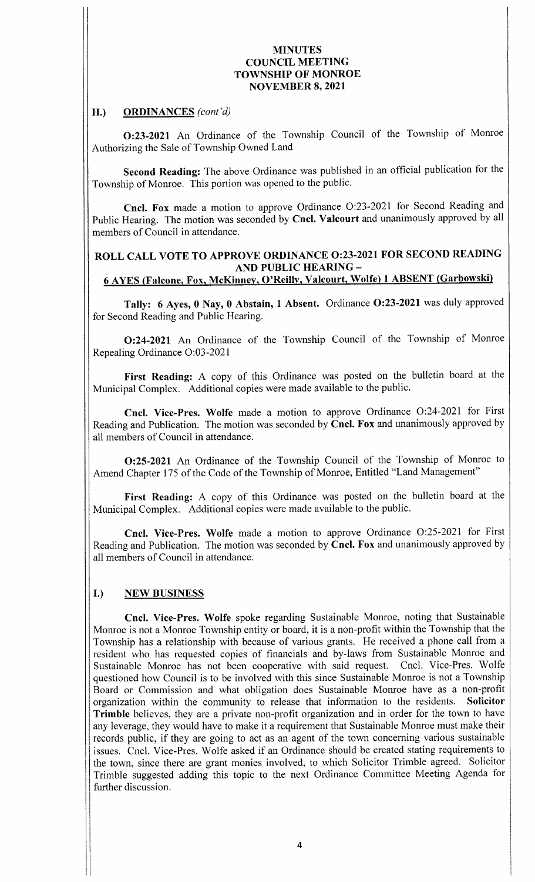**MINUTES**
**COUNCIL MEETING**
**TOWNSHIP OF MONROE**
**NOVEMBER 8, 2021**

## H.) **ORDINANCES** *(cont'd)*

**O:23-2021** An Ordinance of the Township Council of the Township of Monroe Authorizing the Sale of Township Owned Land

**Second Reading:** The above Ordinance was published in an official publication for the Township of Monroe. This portion was opened to the public.

**Cncl. Fox** made a motion to approve Ordinance O:23-2021 for Second Reading and Public Hearing. The motion was seconded by **Cncl. Valcourt** and unanimously approved by all members of Council in attendance.

**ROLL CALL VOTE TO APPROVE ORDINANCE O:23-2021 FOR SECOND READING AND PUBLIC HEARING –**
**6 AYES (Falcone, Fox, McKinney, O'Reilly, Valcourt, Wolfe) 1 ABSENT (Garbowski)**

**Tally: 6 Ayes, 0 Nay, 0 Abstain, 1 Absent.** Ordinance **O:23-2021** was duly approved for Second Reading and Public Hearing.

**O:24-2021** An Ordinance of the Township Council of the Township of Monroe Repealing Ordinance O:03-2021

**First Reading:** A copy of this Ordinance was posted on the bulletin board at the Municipal Complex. Additional copies were made available to the public.

**Cncl. Vice-Pres. Wolfe** made a motion to approve Ordinance O:24-2021 for First Reading and Publication. The motion was seconded by **Cncl. Fox** and unanimously approved by all members of Council in attendance.

**O:25-2021** An Ordinance of the Township Council of the Township of Monroe to Amend Chapter 175 of the Code of the Township of Monroe, Entitled "Land Management"

**First Reading:** A copy of this Ordinance was posted on the bulletin board at the Municipal Complex. Additional copies were made available to the public.

**Cncl. Vice-Pres. Wolfe** made a motion to approve Ordinance O:25-2021 for First Reading and Publication. The motion was seconded by **Cncl. Fox** and unanimously approved by all members of Council in attendance.

## I.) **NEW BUSINESS**

**Cncl. Vice-Pres. Wolfe** spoke regarding Sustainable Monroe, noting that Sustainable Monroe is not a Monroe Township entity or board, it is a non-profit within the Township that the Township has a relationship with because of various grants. He received a phone call from a resident who has requested copies of financials and by-laws from Sustainable Monroe and Sustainable Monroe has not been cooperative with said request. Cncl. Vice-Pres. Wolfe questioned how Council is to be involved with this since Sustainable Monroe is not a Township Board or Commission and what obligation does Sustainable Monroe have as a non-profit organization within the community to release that information to the residents. **Solicitor Trimble** believes, they are a private non-profit organization and in order for the town to have any leverage, they would have to make it a requirement that Sustainable Monroe must make their records public, if they are going to act as an agent of the town concerning various sustainable issues. Cncl. Vice-Pres. Wolfe asked if an Ordinance should be created stating requirements to the town, since there are grant monies involved, to which Solicitor Trimble agreed. Solicitor Trimble suggested adding this topic to the next Ordinance Committee Meeting Agenda for further discussion.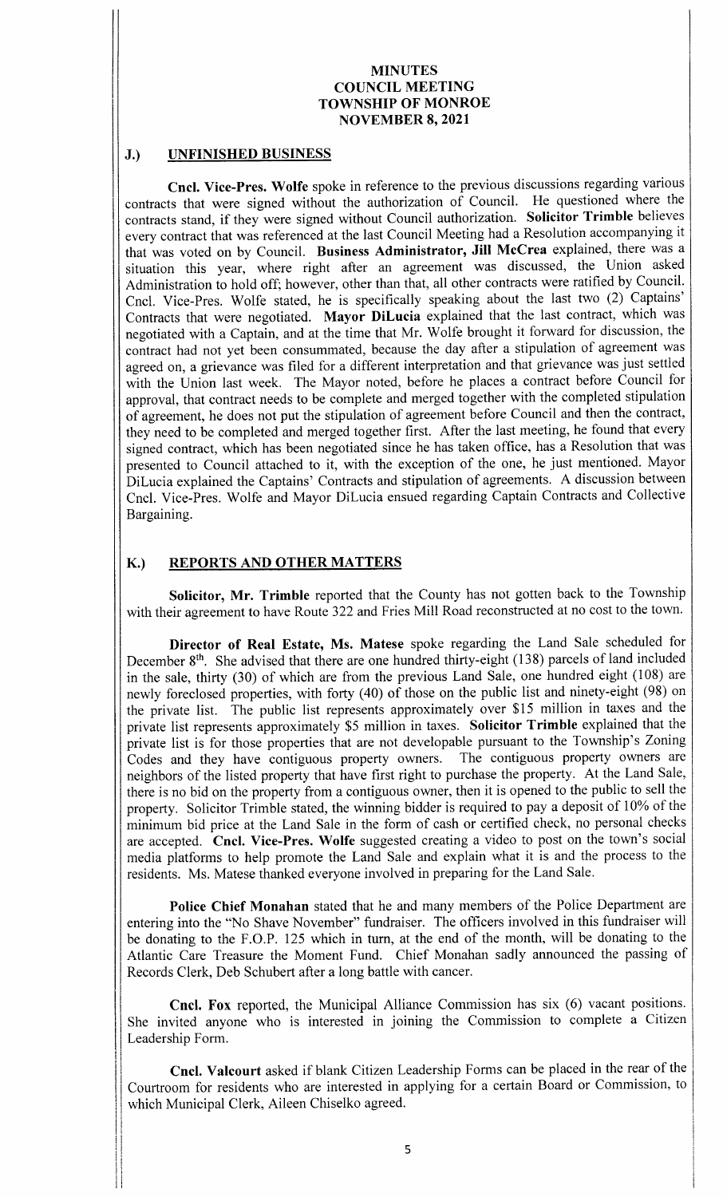# MINUTES
# COUNCIL MEETING
# TOWNSHIP OF MONROE
# NOVEMBER 8, 2021

## J.) UNFINISHED BUSINESS

**Cncl. Vice-Pres. Wolfe** spoke in reference to the previous discussions regarding various contracts that were signed without the authorization of Council. He questioned where the contracts stand, if they were signed without Council authorization. **Solicitor Trimble** believes every contract that was referenced at the last Council Meeting had a Resolution accompanying it that was voted on by Council. **Business Administrator, Jill McCrea** explained, there was a situation this year, where right after an agreement was discussed, the Union asked Administration to hold off; however, other than that, all other contracts were ratified by Council. Cncl. Vice-Pres. Wolfe stated, he is specifically speaking about the last two (2) Captains' Contracts that were negotiated. **Mayor DiLucia** explained that the last contract, which was negotiated with a Captain, and at the time that Mr. Wolfe brought it forward for discussion, the contract had not yet been consummated, because the day after a stipulation of agreement was agreed on, a grievance was filed for a different interpretation and that grievance was just settled with the Union last week. The Mayor noted, before he places a contract before Council for approval, that contract needs to be complete and merged together with the completed stipulation of agreement, he does not put the stipulation of agreement before Council and then the contract, they need to be completed and merged together first. After the last meeting, he found that every signed contract, which has been negotiated since he has taken office, has a Resolution that was presented to Council attached to it, with the exception of the one, he just mentioned. Mayor DiLucia explained the Captains' Contracts and stipulation of agreements. A discussion between Cncl. Vice-Pres. Wolfe and Mayor DiLucia ensued regarding Captain Contracts and Collective Bargaining.

## K.) REPORTS AND OTHER MATTERS

**Solicitor, Mr. Trimble** reported that the County has not gotten back to the Township with their agreement to have Route 322 and Fries Mill Road reconstructed at no cost to the town.

**Director of Real Estate, Ms. Matese** spoke regarding the Land Sale scheduled for December 8th. She advised that there are one hundred thirty-eight (138) parcels of land included in the sale, thirty (30) of which are from the previous Land Sale, one hundred eight (108) are newly foreclosed properties, with forty (40) of those on the public list and ninety-eight (98) on the private list. The public list represents approximately over $15 million in taxes and the private list represents approximately $5 million in taxes. **Solicitor Trimble** explained that the private list is for those properties that are not developable pursuant to the Township's Zoning Codes and they have contiguous property owners. The contiguous property owners are neighbors of the listed property that have first right to purchase the property. At the Land Sale, there is no bid on the property from a contiguous owner, then it is opened to the public to sell the property. Solicitor Trimble stated, the winning bidder is required to pay a deposit of 10% of the minimum bid price at the Land Sale in the form of cash or certified check, no personal checks are accepted. **Cncl. Vice-Pres. Wolfe** suggested creating a video to post on the town's social media platforms to help promote the Land Sale and explain what it is and the process to the residents. Ms. Matese thanked everyone involved in preparing for the Land Sale.

**Police Chief Monahan** stated that he and many members of the Police Department are entering into the "No Shave November" fundraiser. The officers involved in this fundraiser will be donating to the F.O.P. 125 which in turn, at the end of the month, will be donating to the Atlantic Care Treasure the Moment Fund. Chief Monahan sadly announced the passing of Records Clerk, Deb Schubert after a long battle with cancer.

**Cncl. Fox** reported, the Municipal Alliance Commission has six (6) vacant positions. She invited anyone who is interested in joining the Commission to complete a Citizen Leadership Form.

**Cncl. Valcourt** asked if blank Citizen Leadership Forms can be placed in the rear of the Courtroom for residents who are interested in applying for a certain Board or Commission, to which Municipal Clerk, Aileen Chiselko agreed.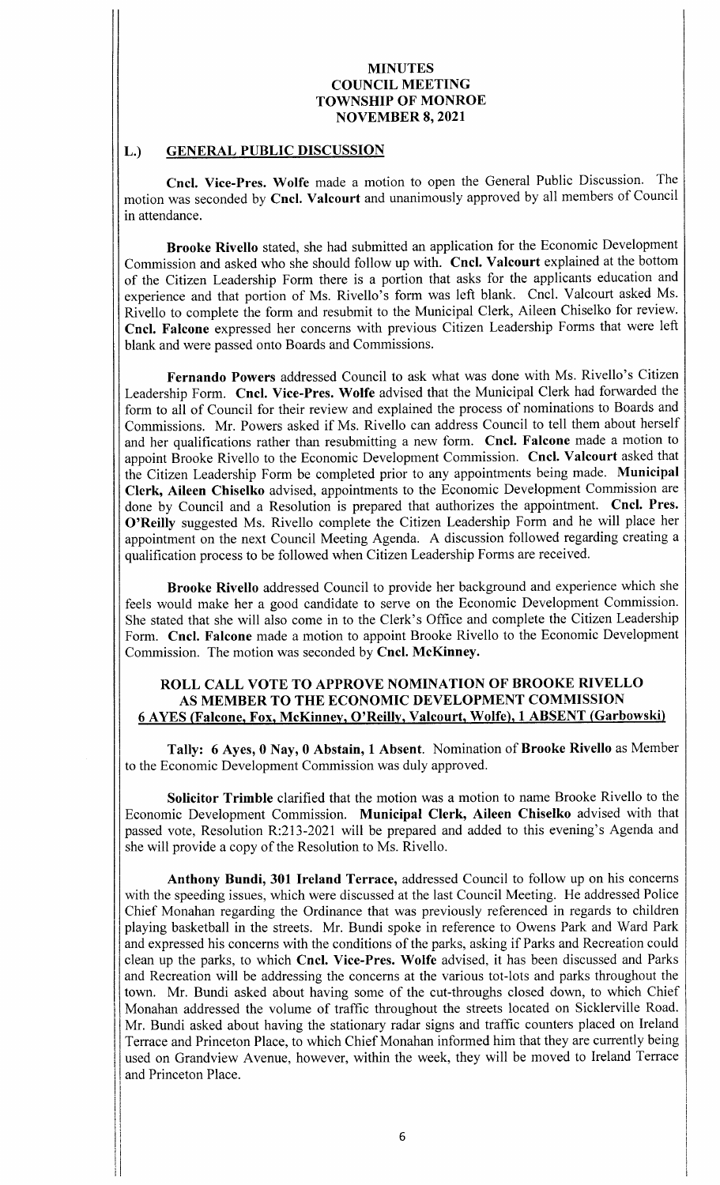**MINUTES**
**COUNCIL MEETING**
**TOWNSHIP OF MONROE**
**NOVEMBER 8, 2021**

## L.) GENERAL PUBLIC DISCUSSION

**Cncl. Vice-Pres. Wolfe** made a motion to open the General Public Discussion. The motion was seconded by **Cncl. Valcourt** and unanimously approved by all members of Council in attendance.

**Brooke Rivello** stated, she had submitted an application for the Economic Development Commission and asked who she should follow up with. **Cncl. Valcourt** explained at the bottom of the Citizen Leadership Form there is a portion that asks for the applicants education and experience and that portion of Ms. Rivello's form was left blank. Cncl. Valcourt asked Ms. Rivello to complete the form and resubmit to the Municipal Clerk, Aileen Chiselko for review. **Cncl. Falcone** expressed her concerns with previous Citizen Leadership Forms that were left blank and were passed onto Boards and Commissions.

**Fernando Powers** addressed Council to ask what was done with Ms. Rivello's Citizen Leadership Form. **Cncl. Vice-Pres. Wolfe** advised that the Municipal Clerk had forwarded the form to all of Council for their review and explained the process of nominations to Boards and Commissions. Mr. Powers asked if Ms. Rivello can address Council to tell them about herself and her qualifications rather than resubmitting a new form. **Cncl. Falcone** made a motion to appoint Brooke Rivello to the Economic Development Commission. **Cncl. Valcourt** asked that the Citizen Leadership Form be completed prior to any appointments being made. **Municipal Clerk, Aileen Chiselko** advised, appointments to the Economic Development Commission are done by Council and a Resolution is prepared that authorizes the appointment. **Cncl. Pres. O'Reilly** suggested Ms. Rivello complete the Citizen Leadership Form and he will place her appointment on the next Council Meeting Agenda. A discussion followed regarding creating a qualification process to be followed when Citizen Leadership Forms are received.

**Brooke Rivello** addressed Council to provide her background and experience which she feels would make her a good candidate to serve on the Economic Development Commission. She stated that she will also come in to the Clerk's Office and complete the Citizen Leadership Form. **Cncl. Falcone** made a motion to appoint Brooke Rivello to the Economic Development Commission. The motion was seconded by **Cncl. McKinney.**

**ROLL CALL VOTE TO APPROVE NOMINATION OF BROOKE RIVELLO AS MEMBER TO THE ECONOMIC DEVELOPMENT COMMISSION**
**6 AYES (Falcone, Fox, McKinney, O'Reilly, Valcourt, Wolfe), 1 ABSENT (Garbowski)**

**Tally: 6 Ayes, 0 Nay, 0 Abstain, 1 Absent**. Nomination of **Brooke Rivello** as Member to the Economic Development Commission was duly approved.

**Solicitor Trimble** clarified that the motion was a motion to name Brooke Rivello to the Economic Development Commission. **Municipal Clerk, Aileen Chiselko** advised with that passed vote, Resolution R:213-2021 will be prepared and added to this evening's Agenda and she will provide a copy of the Resolution to Ms. Rivello.

**Anthony Bundi, 301 Ireland Terrace,** addressed Council to follow up on his concerns with the speeding issues, which were discussed at the last Council Meeting. He addressed Police Chief Monahan regarding the Ordinance that was previously referenced in regards to children playing basketball in the streets. Mr. Bundi spoke in reference to Owens Park and Ward Park and expressed his concerns with the conditions of the parks, asking if Parks and Recreation could clean up the parks, to which **Cncl. Vice-Pres. Wolfe** advised, it has been discussed and Parks and Recreation will be addressing the concerns at the various tot-lots and parks throughout the town. Mr. Bundi asked about having some of the cut-throughs closed down, to which Chief Monahan addressed the volume of traffic throughout the streets located on Sicklerville Road. Mr. Bundi asked about having the stationary radar signs and traffic counters placed on Ireland Terrace and Princeton Place, to which Chief Monahan informed him that they are currently being used on Grandview Avenue, however, within the week, they will be moved to Ireland Terrace and Princeton Place.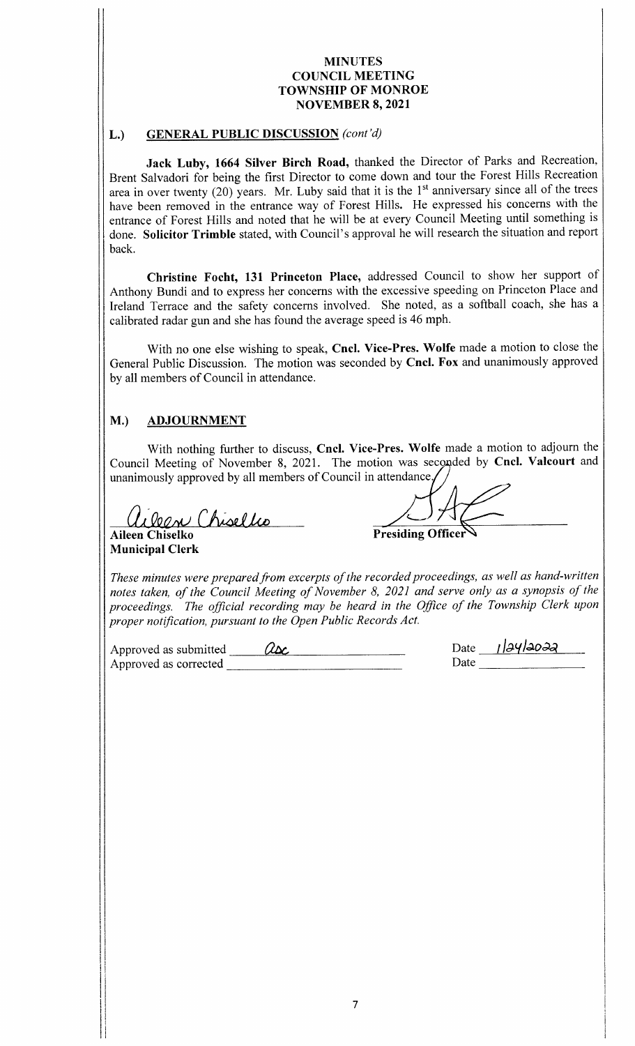**MINUTES**
**COUNCIL MEETING**
**TOWNSHIP OF MONROE**
**NOVEMBER 8, 2021**

## L.) GENERAL PUBLIC DISCUSSION *(cont'd)*

**Jack Luby, 1664 Silver Birch Road,** thanked the Director of Parks and Recreation, Brent Salvadori for being the first Director to come down and tour the Forest Hills Recreation area in over twenty (20) years. Mr. Luby said that it is the 1st anniversary since all of the trees have been removed in the entrance way of Forest Hills. He expressed his concerns with the entrance of Forest Hills and noted that he will be at every Council Meeting until something is done. **Solicitor Trimble** stated, with Council's approval he will research the situation and report back.

**Christine Focht, 131 Princeton Place,** addressed Council to show her support of Anthony Bundi and to express her concerns with the excessive speeding on Princeton Place and Ireland Terrace and the safety concerns involved. She noted, as a softball coach, she has a calibrated radar gun and she has found the average speed is 46 mph.

With no one else wishing to speak, **Cncl. Vice-Pres. Wolfe** made a motion to close the General Public Discussion. The motion was seconded by **Cncl. Fox** and unanimously approved by all members of Council in attendance.

## M.) ADJOURNMENT

With nothing further to discuss, **Cncl. Vice-Pres. Wolfe** made a motion to adjourn the Council Meeting of November 8, 2021. The motion was seconded by **Cncl. Valcourt** and unanimously approved by all members of Council in attendance.

Aileen Chiselko
**Aileen Chiselko**
**Municipal Clerk**

**Presiding Officer**

*These minutes were prepared from excerpts of the recorded proceedings, as well as hand-written notes taken, of the Council Meeting of November 8, 2021 and serve only as a synopsis of the proceedings. The official recording may be heard in the Office of the Township Clerk upon proper notification, pursuant to the Open Public Records Act.*

Approved as submitted ___ac___ Date 1/24/2022
Approved as corrected _________ Date _________